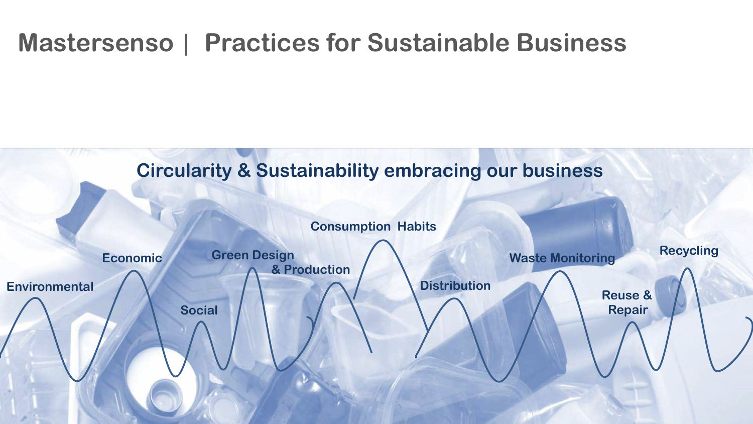# Mastersenso | Practices for Sustainable Business

## Circularity & Sustainability embracing our business

Environmental

Economic

Social

Green Design & Production

Consumption Habits

Distribution

Waste Monitoring

Reuse & Repair

Recycling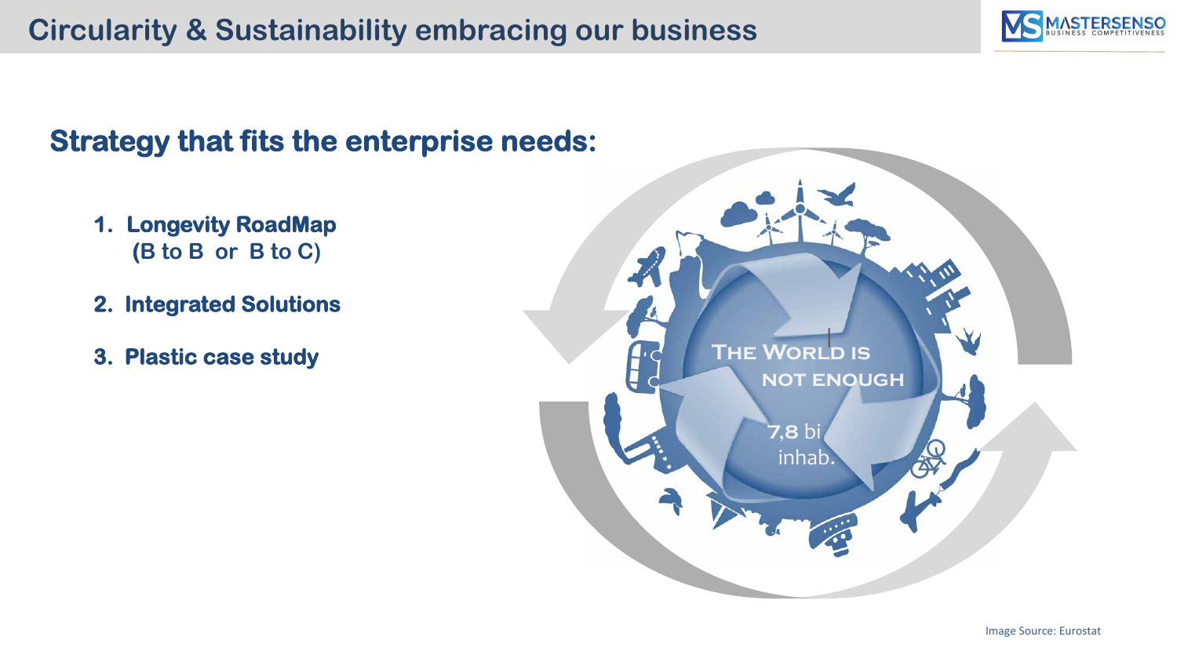# Circularity & Sustainability embracing our business

## Strategy that fits the enterprise needs:

1. **Longevity RoadMap (B to B or B to C)**
2. **Integrated Solutions**
3. **Plastic case study**

THE WORLD IS NOT ENOUGH

7,8 bi inhab.

Image Source: Eurostat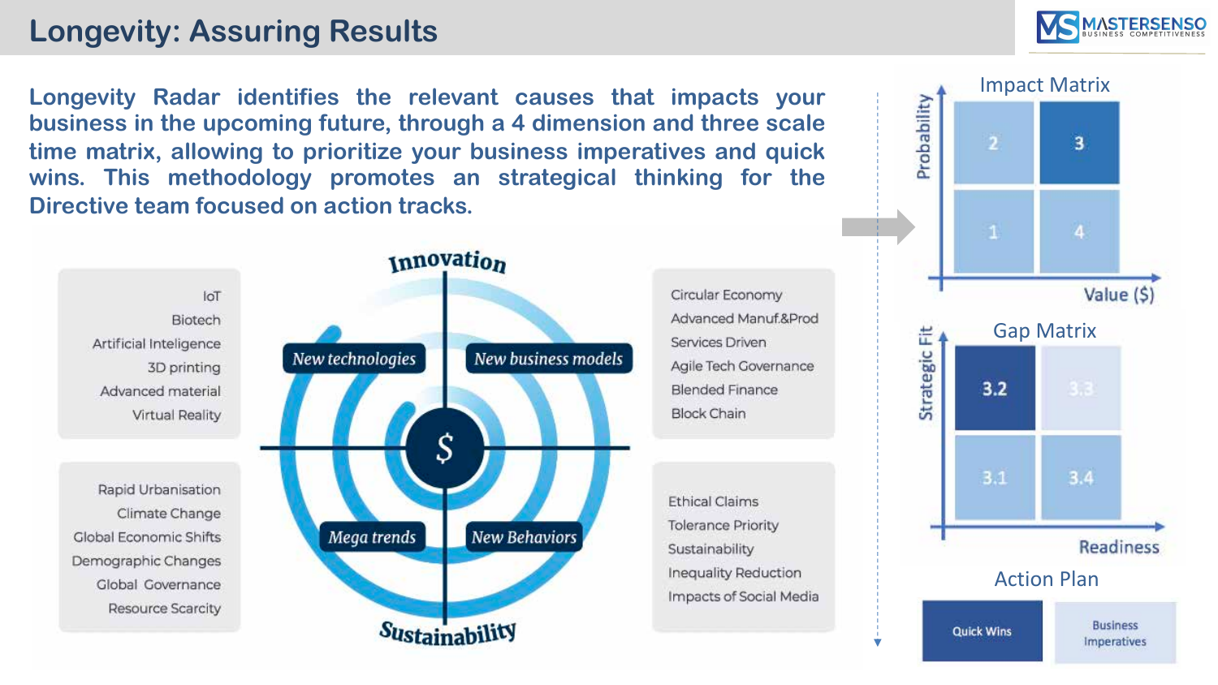# Longevity: Assuring Results

**Longevity Radar identifies the relevant causes that impacts your business in the upcoming future, through a 4 dimension and three scale time matrix, allowing to prioritize your business imperatives and quick wins. This methodology promotes an strategical thinking for the Directive team focused on action tracks.**

**Innovation**

*New technologies*

- IoT
- Biotech
- Artificial Inteligence
- 3D printing
- Advanced material
- Virtual Reality

*New business models*

- Circular Economy
- Advanced Manuf.&Prod
- Services Driven
- Agile Tech Governance
- Blended Finance
- Block Chain

*Mega trends*

- Rapid Urbanisation
- Climate Change
- Global Economic Shifts
- Demographic Changes
- Global Governance
- Resource Scarcity

*New Behaviors*

- Ethical Claims
- Tolerance Priority
- Sustainability
- Inequality Reduction
- Impacts of Social Media

**Sustainability**

## Impact Matrix

Probability (vertical axis) / Value ($) (horizontal axis)

| | | |
|---|---|---|
| Probability (high) | 2 | 3 |
| Probability (low) | 1 | 4 |

## Gap Matrix

Strategic Fit (vertical axis) / Readiness (horizontal axis)

| | | |
|---|---|---|
| Strategic Fit (high) | 3.2 | 3.3 |
| Strategic Fit (low) | 3.1 | 3.4 |

## Action Plan

| Quick Wins | Business Imperatives |
|---|---|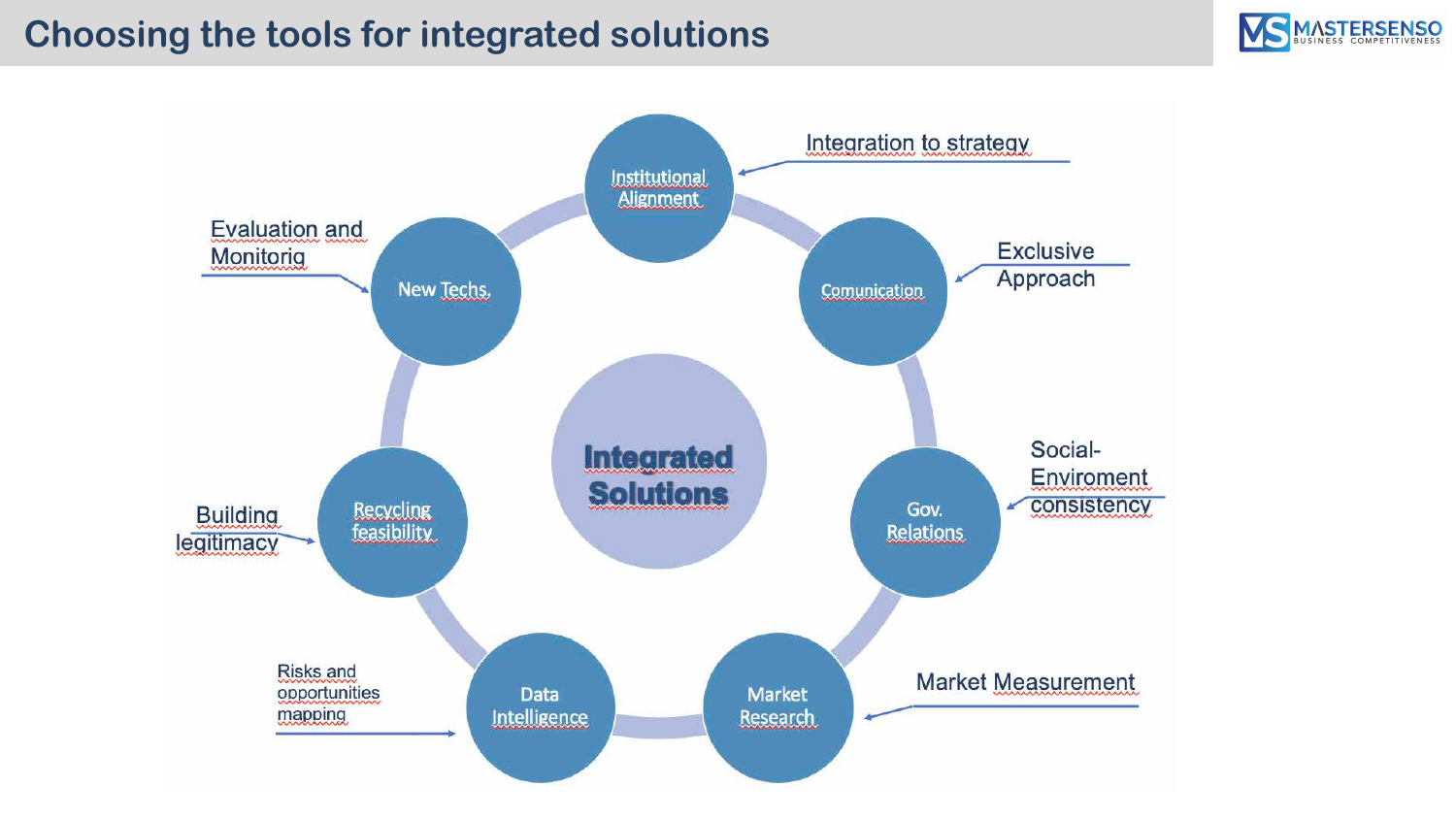# Choosing the tools for integrated solutions

**Integrated Solutions**

- **Institutional Alignment** — Integration to strategy
- **Comunication** — Exclusive Approach
- **Gov. Relations** — Social-Enviroment consistency
- **Market Research** — Market Measurement
- **Data Intelligence** — Risks and opportunities mapping
- **Recycling feasibility** — Building legitimacy
- **New Techs.** — Evaluation and Monitorig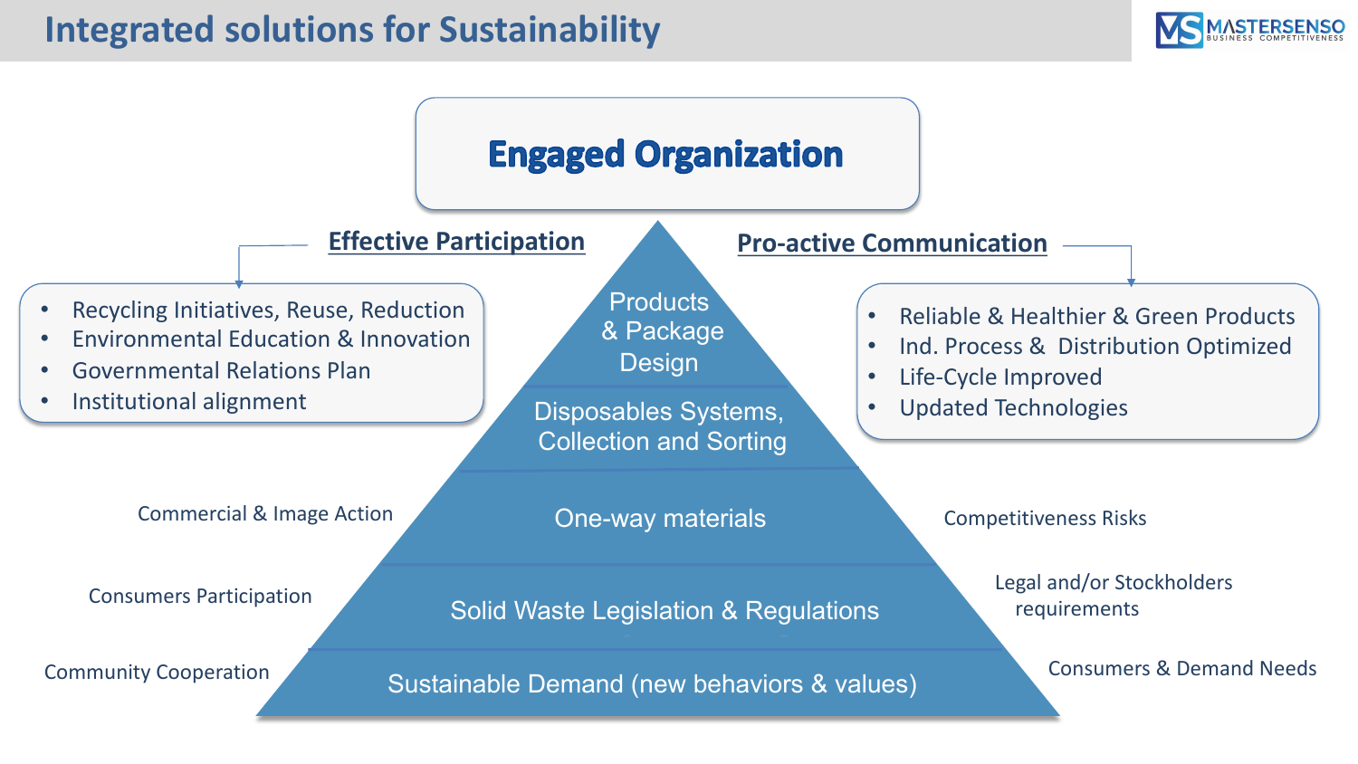# Integrated solutions for Sustainability

## Engaged Organization

**Effective Participation**

- Recycling Initiatives, Reuse, Reduction
- Environmental Education & Innovation
- Governmental Relations Plan
- Institutional alignment

**Pro-active Communication**

- Reliable & Healthier & Green Products
- Ind. Process & Distribution Optimized
- Life-Cycle Improved
- Updated Technologies

Products & Package Design

Disposables Systems, Collection and Sorting

One-way materials

Solid Waste Legislation & Regulations

Sustainable Demand (new behaviors & values)

Commercial & Image Action

Consumers Participation

Community Cooperation

Competitiveness Risks

Legal and/or Stockholders requirements

Consumers & Demand Needs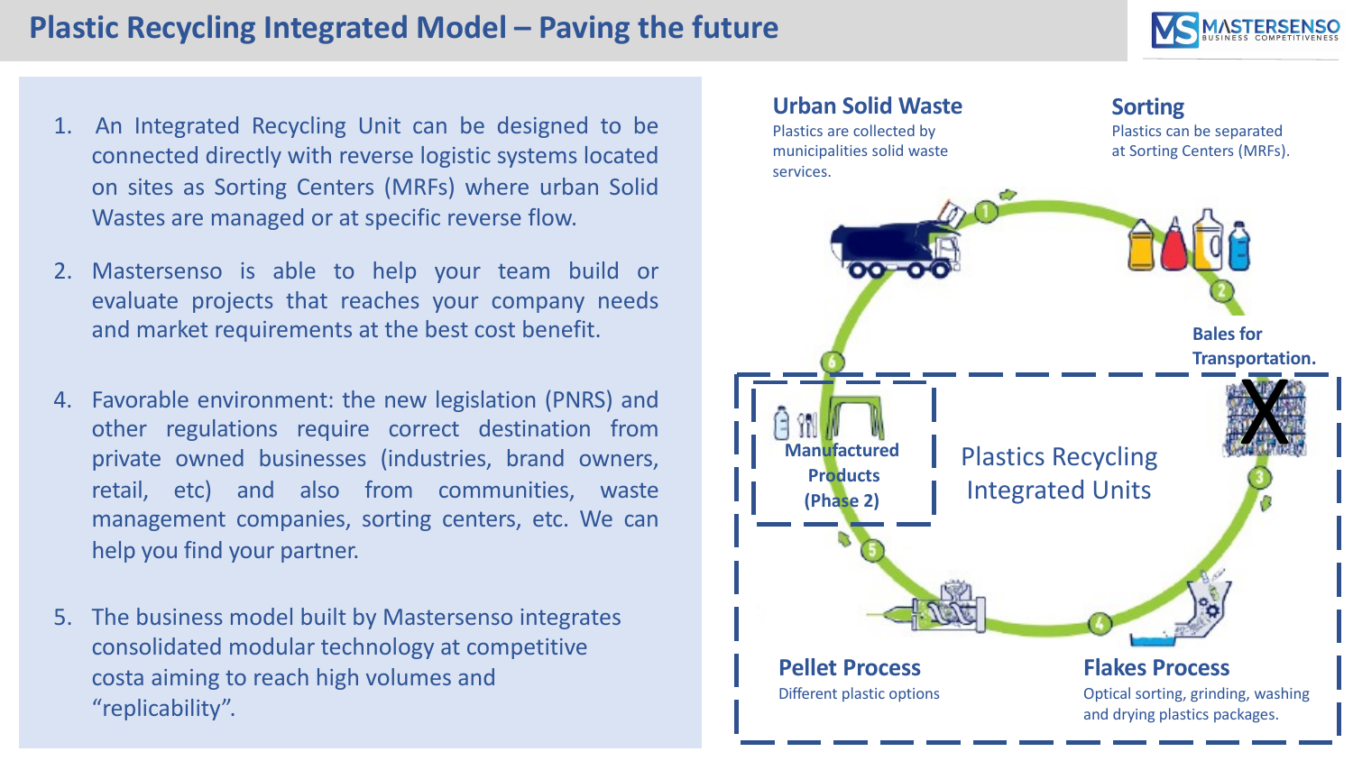# Plastic Recycling Integrated Model – Paving the future

1. An Integrated Recycling Unit can be designed to be connected directly with reverse logistic systems located on sites as Sorting Centers (MRFs) where urban Solid Wastes are managed or at specific reverse flow.

2. Mastersenso is able to help your team build or evaluate projects that reaches your company needs and market requirements at the best cost benefit.

4. Favorable environment: the new legislation (PNRS) and other regulations require correct destination from private owned businesses (industries, brand owners, retail, etc) and also from communities, waste management companies, sorting centers, etc. We can help you find your partner.

5. The business model built by Mastersenso integrates consolidated modular technology at competitive costa aiming to reach high volumes and "replicability".

**Urban Solid Waste**

Plastics are collected by municipalities solid waste services.

**Sorting**

Plastics can be separated at Sorting Centers (MRFs).

**Bales for Transportation.**

X

Plastics Recycling Integrated Units

**Manufactured Products (Phase 2)**

**Pellet Process**

Different plastic options

**Flakes Process**

Optical sorting, grinding, washing and drying plastics packages.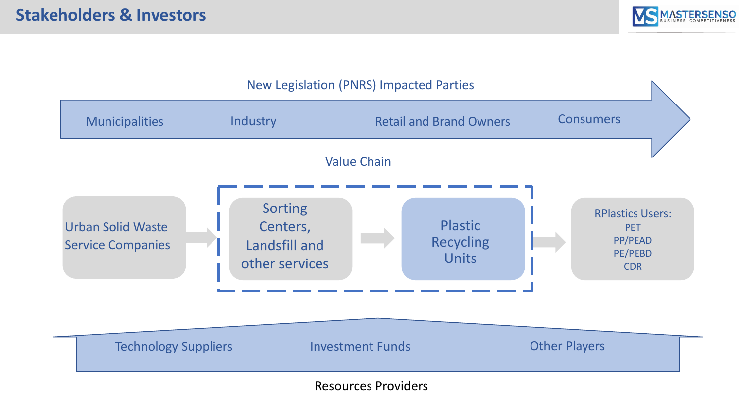# Stakeholders & Investors

## New Legislation (PNRS) Impacted Parties

Municipalities → Industry → Retail and Brand Owners → Consumers

## Value Chain

Urban Solid Waste Service Companies → Sorting Centers, Landsfill and other services → Plastic Recycling Units → RPlastics Users:
- PET
- PP/PEAD
- PE/PEBD
- CDR

Technology Suppliers | Investment Funds | Other Players

Resources Providers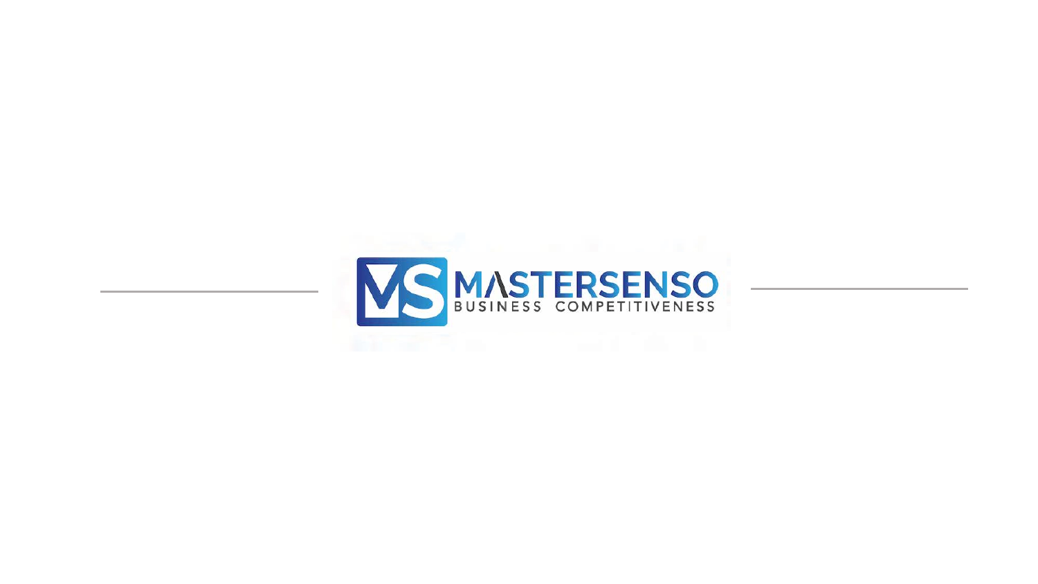MASTERSENSO

BUSINESS COMPETITIVENESS